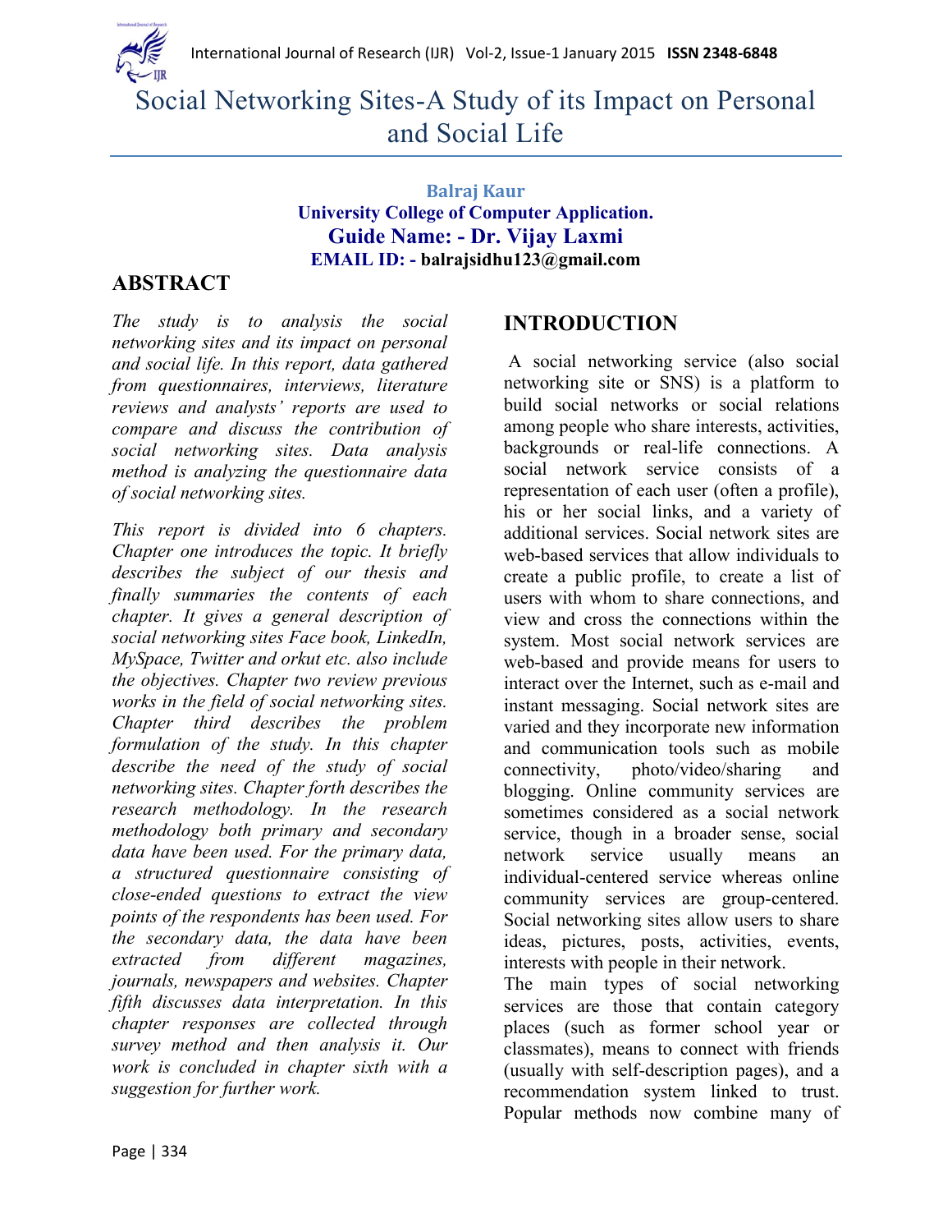# Social Networking Sites-A Study of its Impact on Personal and Social Life

**Balraj Kaur**
**University College of Computer Application.**
**Guide Name: - Dr. Vijay Laxmi**
**EMAIL ID: - balrajsidhu123@gmail.com**

## ABSTRACT

*The study is to analysis the social networking sites and its impact on personal and social life. In this report, data gathered from questionnaires, interviews, literature reviews and analysts' reports are used to compare and discuss the contribution of social networking sites. Data analysis method is analyzing the questionnaire data of social networking sites.*

*This report is divided into 6 chapters. Chapter one introduces the topic. It briefly describes the subject of our thesis and finally summaries the contents of each chapter. It gives a general description of social networking sites Face book, LinkedIn, MySpace, Twitter and orkut etc. also include the objectives. Chapter two review previous works in the field of social networking sites. Chapter third describes the problem formulation of the study. In this chapter describe the need of the study of social networking sites. Chapter forth describes the research methodology. In the research methodology both primary and secondary data have been used. For the primary data, a structured questionnaire consisting of close-ended questions to extract the view points of the respondents has been used. For the secondary data, the data have been extracted from different magazines, journals, newspapers and websites. Chapter fifth discusses data interpretation. In this chapter responses are collected through survey method and then analysis it. Our work is concluded in chapter sixth with a suggestion for further work.*

## INTRODUCTION

A social networking service (also social networking site or SNS) is a platform to build social networks or social relations among people who share interests, activities, backgrounds or real-life connections. A social network service consists of a representation of each user (often a profile), his or her social links, and a variety of additional services. Social network sites are web-based services that allow individuals to create a public profile, to create a list of users with whom to share connections, and view and cross the connections within the system. Most social network services are web-based and provide means for users to interact over the Internet, such as e-mail and instant messaging. Social network sites are varied and they incorporate new information and communication tools such as mobile connectivity, photo/video/sharing and blogging. Online community services are sometimes considered as a social network service, though in a broader sense, social network service usually means an individual-centered service whereas online community services are group-centered. Social networking sites allow users to share ideas, pictures, posts, activities, events, interests with people in their network.

The main types of social networking services are those that contain category places (such as former school year or classmates), means to connect with friends (usually with self-description pages), and a recommendation system linked to trust. Popular methods now combine many of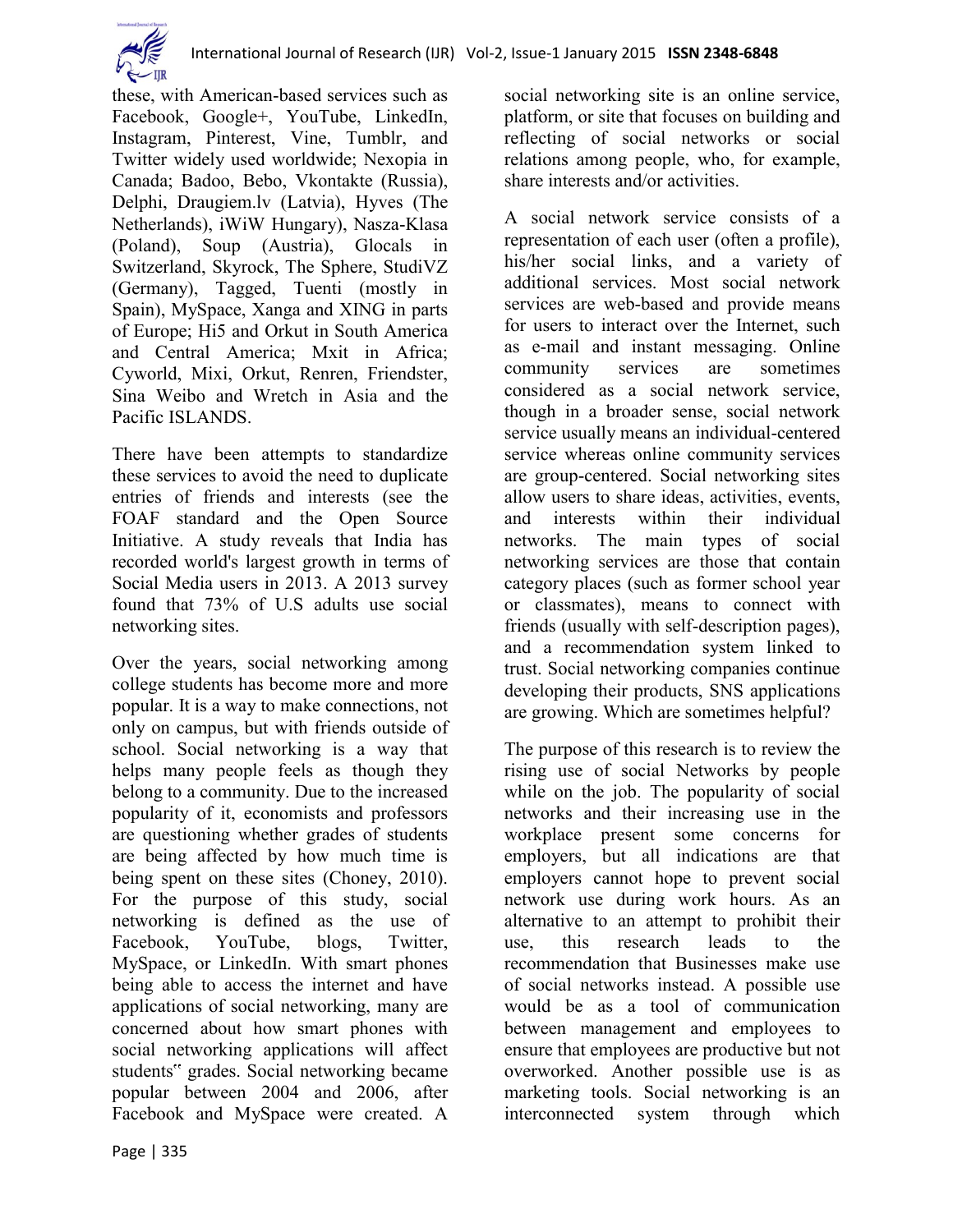these, with American-based services such as Facebook, Google+, YouTube, LinkedIn, Instagram, Pinterest, Vine, Tumblr, and Twitter widely used worldwide; Nexopia in Canada; Badoo, Bebo, Vkontakte (Russia), Delphi, Draugiem.lv (Latvia), Hyves (The Netherlands), iWiW Hungary), Nasza-Klasa (Poland), Soup (Austria), Glocals in Switzerland, Skyrock, The Sphere, StudiVZ (Germany), Tagged, Tuenti (mostly in Spain), MySpace, Xanga and XING in parts of Europe; Hi5 and Orkut in South America and Central America; Mxit in Africa; Cyworld, Mixi, Orkut, Renren, Friendster, Sina Weibo and Wretch in Asia and the Pacific ISLANDS.

There have been attempts to standardize these services to avoid the need to duplicate entries of friends and interests (see the FOAF standard and the Open Source Initiative. A study reveals that India has recorded world's largest growth in terms of Social Media users in 2013. A 2013 survey found that 73% of U.S adults use social networking sites.

Over the years, social networking among college students has become more and more popular. It is a way to make connections, not only on campus, but with friends outside of school. Social networking is a way that helps many people feels as though they belong to a community. Due to the increased popularity of it, economists and professors are questioning whether grades of students are being affected by how much time is being spent on these sites (Choney, 2010). For the purpose of this study, social networking is defined as the use of Facebook, YouTube, blogs, Twitter, MySpace, or LinkedIn. With smart phones being able to access the internet and have applications of social networking, many are concerned about how smart phones with social networking applications will affect students" grades. Social networking became popular between 2004 and 2006, after Facebook and MySpace were created. A social networking site is an online service, platform, or site that focuses on building and reflecting of social networks or social relations among people, who, for example, share interests and/or activities.

A social network service consists of a representation of each user (often a profile), his/her social links, and a variety of additional services. Most social network services are web-based and provide means for users to interact over the Internet, such as e-mail and instant messaging. Online community services are sometimes considered as a social network service, though in a broader sense, social network service usually means an individual-centered service whereas online community services are group-centered. Social networking sites allow users to share ideas, activities, events, and interests within their individual networks. The main types of social networking services are those that contain category places (such as former school year or classmates), means to connect with friends (usually with self-description pages), and a recommendation system linked to trust. Social networking companies continue developing their products, SNS applications are growing. Which are sometimes helpful?

The purpose of this research is to review the rising use of social Networks by people while on the job. The popularity of social networks and their increasing use in the workplace present some concerns for employers, but all indications are that employers cannot hope to prevent social network use during work hours. As an alternative to an attempt to prohibit their use, this research leads to the recommendation that Businesses make use of social networks instead. A possible use would be as a tool of communication between management and employees to ensure that employees are productive but not overworked. Another possible use is as marketing tools. Social networking is an interconnected system through which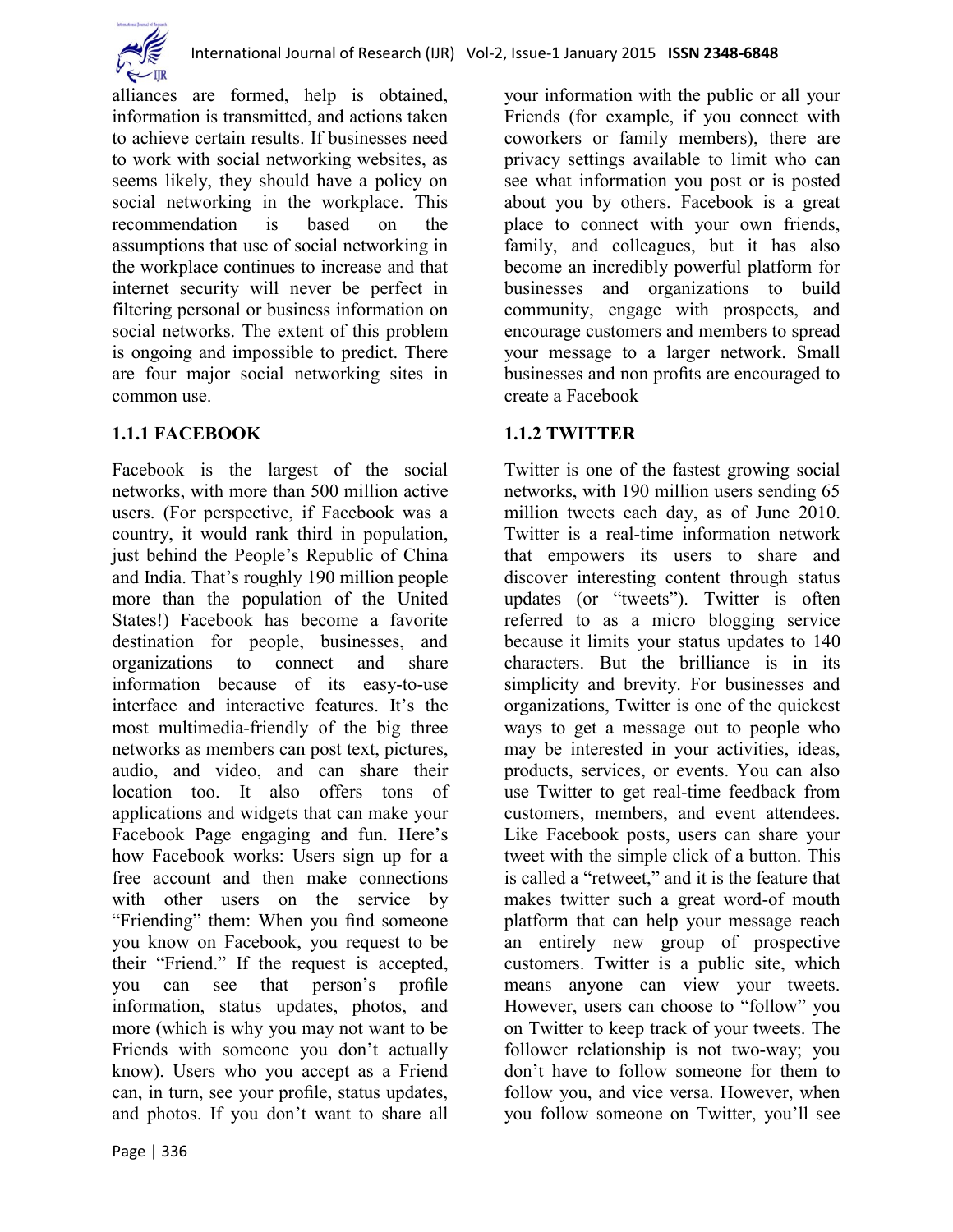alliances are formed, help is obtained, information is transmitted, and actions taken to achieve certain results. If businesses need to work with social networking websites, as seems likely, they should have a policy on social networking in the workplace. This recommendation is based on the assumptions that use of social networking in the workplace continues to increase and that internet security will never be perfect in filtering personal or business information on social networks. The extent of this problem is ongoing and impossible to predict. There are four major social networking sites in common use.

### 1.1.1 FACEBOOK

Facebook is the largest of the social networks, with more than 500 million active users. (For perspective, if Facebook was a country, it would rank third in population, just behind the People's Republic of China and India. That's roughly 190 million people more than the population of the United States!) Facebook has become a favorite destination for people, businesses, and organizations to connect and share information because of its easy-to-use interface and interactive features. It's the most multimedia-friendly of the big three networks as members can post text, pictures, audio, and video, and can share their location too. It also offers tons of applications and widgets that can make your Facebook Page engaging and fun. Here's how Facebook works: Users sign up for a free account and then make connections with other users on the service by "Friending" them: When you find someone you know on Facebook, you request to be their "Friend." If the request is accepted, you can see that person's profile information, status updates, photos, and more (which is why you may not want to be Friends with someone you don't actually know). Users who you accept as a Friend can, in turn, see your profile, status updates, and photos. If you don't want to share all your information with the public or all your Friends (for example, if you connect with coworkers or family members), there are privacy settings available to limit who can see what information you post or is posted about you by others. Facebook is a great place to connect with your own friends, family, and colleagues, but it has also become an incredibly powerful platform for businesses and organizations to build community, engage with prospects, and encourage customers and members to spread your message to a larger network. Small businesses and non profits are encouraged to create a Facebook

### 1.1.2 TWITTER

Twitter is one of the fastest growing social networks, with 190 million users sending 65 million tweets each day, as of June 2010. Twitter is a real-time information network that empowers its users to share and discover interesting content through status updates (or "tweets"). Twitter is often referred to as a micro blogging service because it limits your status updates to 140 characters. But the brilliance is in its simplicity and brevity. For businesses and organizations, Twitter is one of the quickest ways to get a message out to people who may be interested in your activities, ideas, products, services, or events. You can also use Twitter to get real-time feedback from customers, members, and event attendees. Like Facebook posts, users can share your tweet with the simple click of a button. This is called a "retweet," and it is the feature that makes twitter such a great word-of mouth platform that can help your message reach an entirely new group of prospective customers. Twitter is a public site, which means anyone can view your tweets. However, users can choose to "follow" you on Twitter to keep track of your tweets. The follower relationship is not two-way; you don't have to follow someone for them to follow you, and vice versa. However, when you follow someone on Twitter, you'll see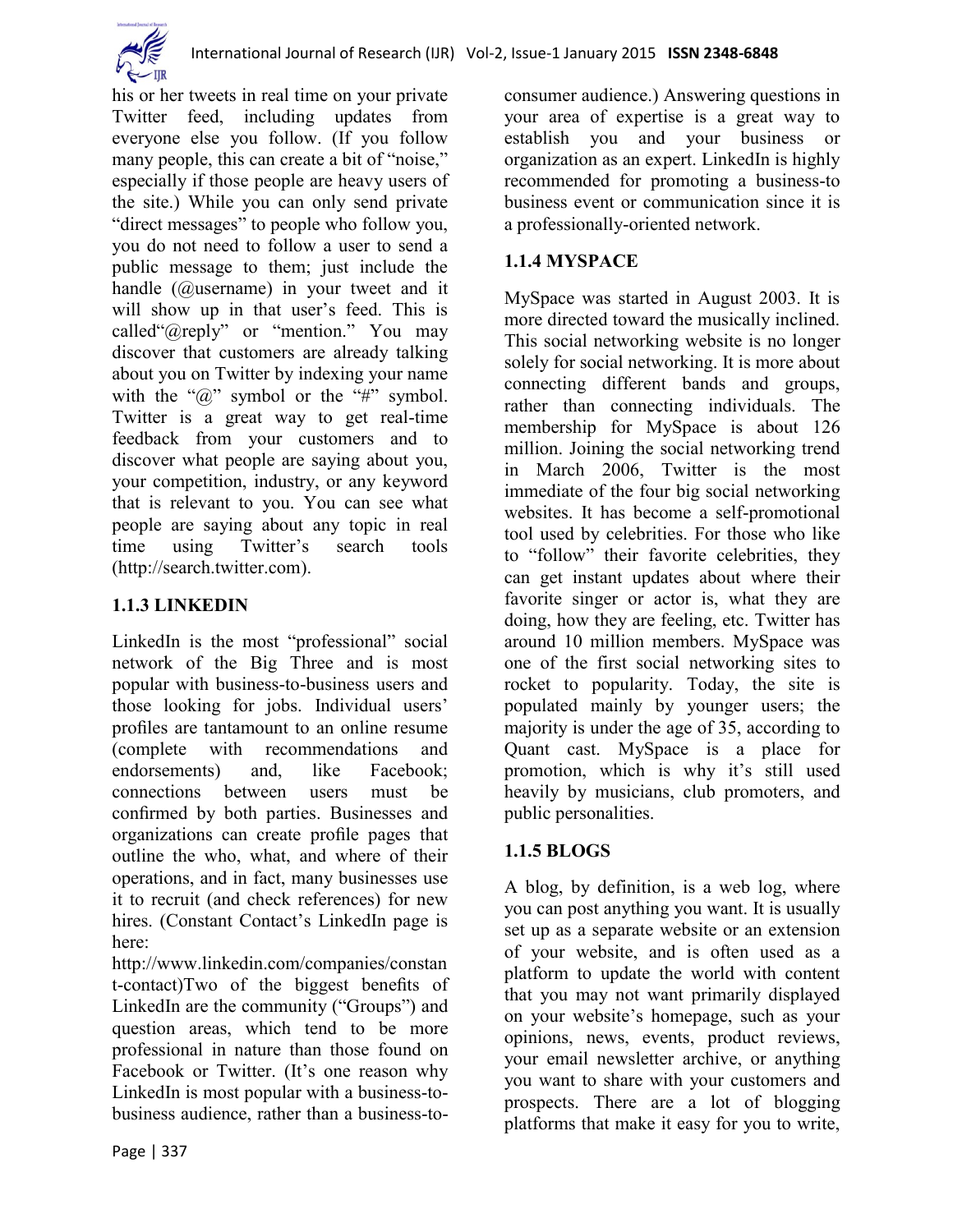his or her tweets in real time on your private Twitter feed, including updates from everyone else you follow. (If you follow many people, this can create a bit of "noise," especially if those people are heavy users of the site.) While you can only send private "direct messages" to people who follow you, you do not need to follow a user to send a public message to them; just include the handle (@username) in your tweet and it will show up in that user's feed. This is called"@reply" or "mention." You may discover that customers are already talking about you on Twitter by indexing your name with the "@" symbol or the "#" symbol. Twitter is a great way to get real-time feedback from your customers and to discover what people are saying about you, your competition, industry, or any keyword that is relevant to you. You can see what people are saying about any topic in real time using Twitter's search tools (http://search.twitter.com).

### 1.1.3 LINKEDIN

LinkedIn is the most "professional" social network of the Big Three and is most popular with business-to-business users and those looking for jobs. Individual users' profiles are tantamount to an online resume (complete with recommendations and endorsements) and, like Facebook; connections between users must be confirmed by both parties. Businesses and organizations can create profile pages that outline the who, what, and where of their operations, and in fact, many businesses use it to recruit (and check references) for new hires. (Constant Contact's LinkedIn page is here:
http://www.linkedin.com/companies/constant-contact)Two of the biggest benefits of LinkedIn are the community ("Groups") and question areas, which tend to be more professional in nature than those found on Facebook or Twitter. (It's one reason why LinkedIn is most popular with a business-to-business audience, rather than a business-to-consumer audience.) Answering questions in your area of expertise is a great way to establish you and your business or organization as an expert. LinkedIn is highly recommended for promoting a business-to business event or communication since it is a professionally-oriented network.

### 1.1.4 MYSPACE

MySpace was started in August 2003. It is more directed toward the musically inclined. This social networking website is no longer solely for social networking. It is more about connecting different bands and groups, rather than connecting individuals. The membership for MySpace is about 126 million. Joining the social networking trend in March 2006, Twitter is the most immediate of the four big social networking websites. It has become a self-promotional tool used by celebrities. For those who like to "follow" their favorite celebrities, they can get instant updates about where their favorite singer or actor is, what they are doing, how they are feeling, etc. Twitter has around 10 million members. MySpace was one of the first social networking sites to rocket to popularity. Today, the site is populated mainly by younger users; the majority is under the age of 35, according to Quant cast. MySpace is a place for promotion, which is why it's still used heavily by musicians, club promoters, and public personalities.

### 1.1.5 BLOGS

A blog, by definition, is a web log, where you can post anything you want. It is usually set up as a separate website or an extension of your website, and is often used as a platform to update the world with content that you may not want primarily displayed on your website's homepage, such as your opinions, news, events, product reviews, your email newsletter archive, or anything you want to share with your customers and prospects. There are a lot of blogging platforms that make it easy for you to write,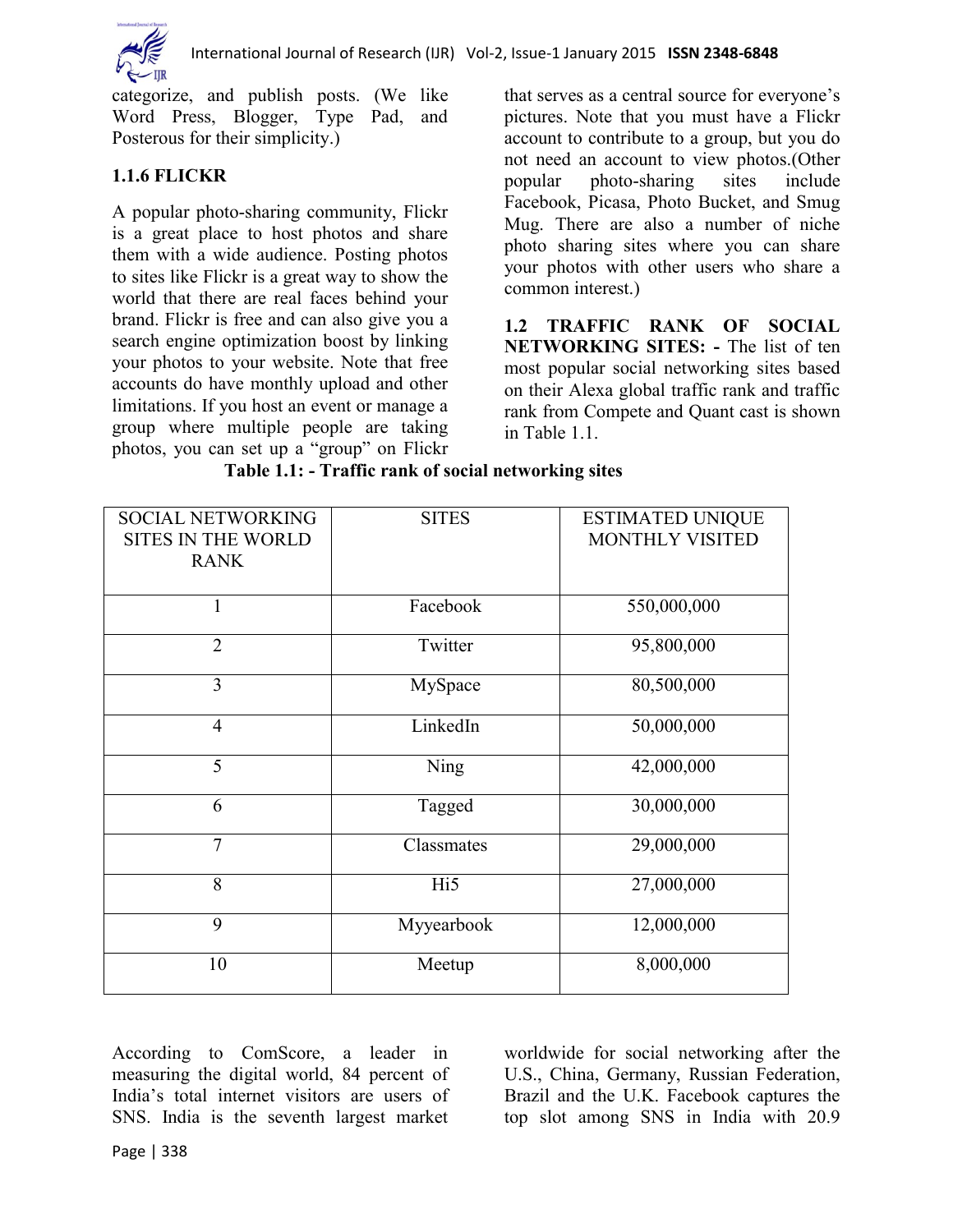categorize, and publish posts. (We like Word Press, Blogger, Type Pad, and Posterous for their simplicity.)

### 1.1.6 FLICKR

A popular photo-sharing community, Flickr is a great place to host photos and share them with a wide audience. Posting photos to sites like Flickr is a great way to show the world that there are real faces behind your brand. Flickr is free and can also give you a search engine optimization boost by linking your photos to your website. Note that free accounts do have monthly upload and other limitations. If you host an event or manage a group where multiple people are taking photos, you can set up a "group" on Flickr that serves as a central source for everyone's pictures. Note that you must have a Flickr account to contribute to a group, but you do not need an account to view photos.(Other popular photo-sharing sites include Facebook, Picasa, Photo Bucket, and Smug Mug. There are also a number of niche photo sharing sites where you can share your photos with other users who share a common interest.)

**1.2 TRAFFIC RANK OF SOCIAL NETWORKING SITES: -** The list of ten most popular social networking sites based on their Alexa global traffic rank and traffic rank from Compete and Quant cast is shown in Table 1.1.

**Table 1.1: - Traffic rank of social networking sites**

| SOCIAL NETWORKING SITES IN THE WORLD RANK | SITES | ESTIMATED UNIQUE MONTHLY VISITED |
|---|---|---|
| 1 | Facebook | 550,000,000 |
| 2 | Twitter | 95,800,000 |
| 3 | MySpace | 80,500,000 |
| 4 | LinkedIn | 50,000,000 |
| 5 | Ning | 42,000,000 |
| 6 | Tagged | 30,000,000 |
| 7 | Classmates | 29,000,000 |
| 8 | Hi5 | 27,000,000 |
| 9 | Myyearbook | 12,000,000 |
| 10 | Meetup | 8,000,000 |

According to ComScore, a leader in measuring the digital world, 84 percent of India's total internet visitors are users of SNS. India is the seventh largest market worldwide for social networking after the U.S., China, Germany, Russian Federation, Brazil and the U.K. Facebook captures the top slot among SNS in India with 20.9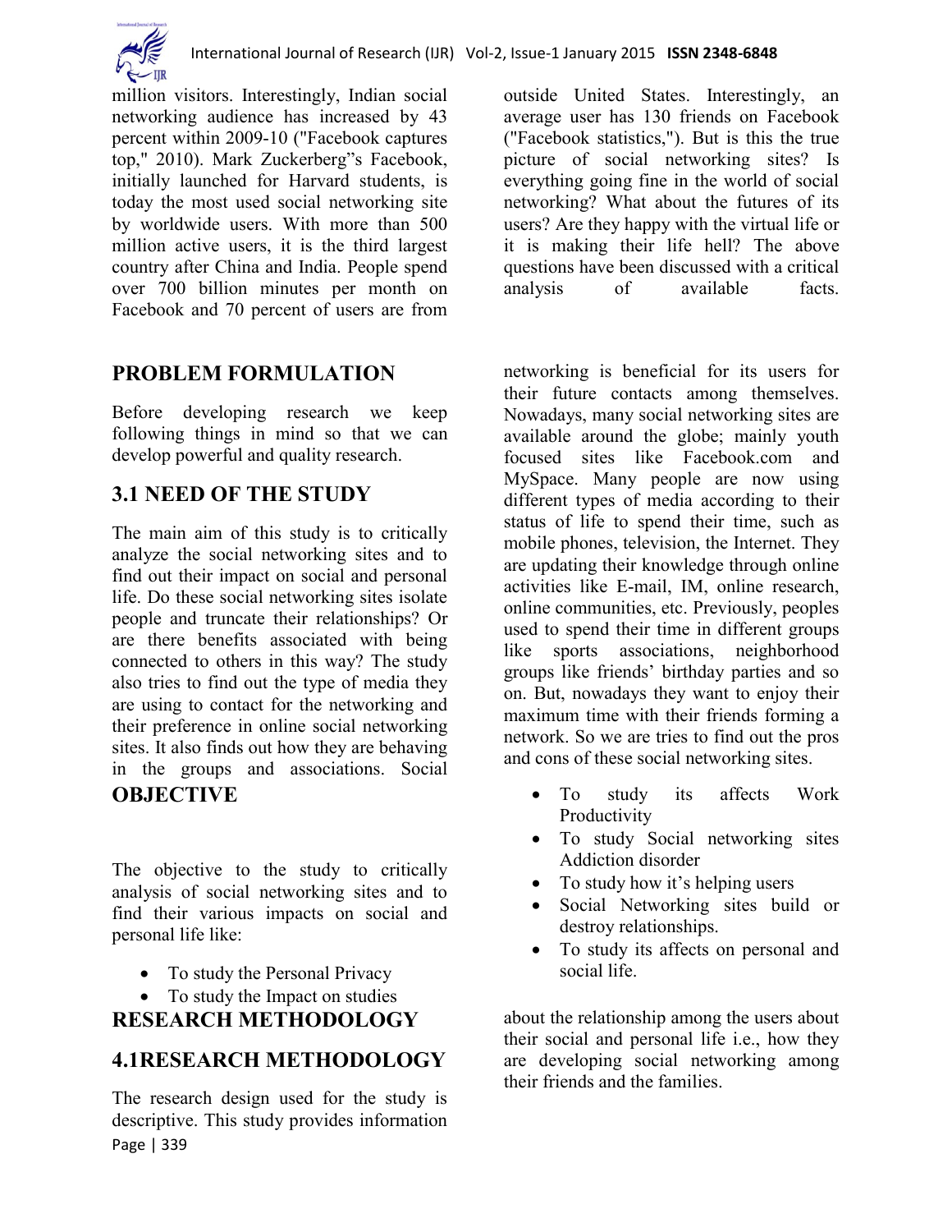million visitors. Interestingly, Indian social networking audience has increased by 43 percent within 2009-10 ("Facebook captures top," 2010). Mark Zuckerberg"s Facebook, initially launched for Harvard students, is today the most used social networking site by worldwide users. With more than 500 million active users, it is the third largest country after China and India. People spend over 700 billion minutes per month on Facebook and 70 percent of users are from outside United States. Interestingly, an average user has 130 friends on Facebook ("Facebook statistics,"). But is this the true picture of social networking sites? Is everything going fine in the world of social networking? What about the futures of its users? Are they happy with the virtual life or it is making their life hell? The above questions have been discussed with a critical analysis of available facts.

## PROBLEM FORMULATION

Before developing research we keep following things in mind so that we can develop powerful and quality research.

### 3.1 NEED OF THE STUDY

The main aim of this study is to critically analyze the social networking sites and to find out their impact on social and personal life. Do these social networking sites isolate people and truncate their relationships? Or are there benefits associated with being connected to others in this way? The study also tries to find out the type of media they are using to contact for the networking and their preference in online social networking sites. It also finds out how they are behaving in the groups and associations. Social networking is beneficial for its users for their future contacts among themselves. Nowadays, many social networking sites are available around the globe; mainly youth focused sites like Facebook.com and MySpace. Many people are now using different types of media according to their status of life to spend their time, such as mobile phones, television, the Internet. They are updating their knowledge through online activities like E-mail, IM, online research, online communities, etc. Previously, peoples used to spend their time in different groups like sports associations, neighborhood groups like friends' birthday parties and so on. But, nowadays they want to enjoy their maximum time with their friends forming a network. So we are tries to find out the pros and cons of these social networking sites.

## OBJECTIVE

The objective to the study to critically analysis of social networking sites and to find their various impacts on social and personal life like:

- To study the Personal Privacy
- To study the Impact on studies
- To study its affects Work Productivity
- To study Social networking sites Addiction disorder
- To study how it's helping users
- Social Networking sites build or destroy relationships.
- To study its affects on personal and social life.

## RESEARCH METHODOLOGY

### 4.1RESEARCH METHODOLOGY

The research design used for the study is descriptive. This study provides information about the relationship among the users about their social and personal life i.e., how they are developing social networking among their friends and the families.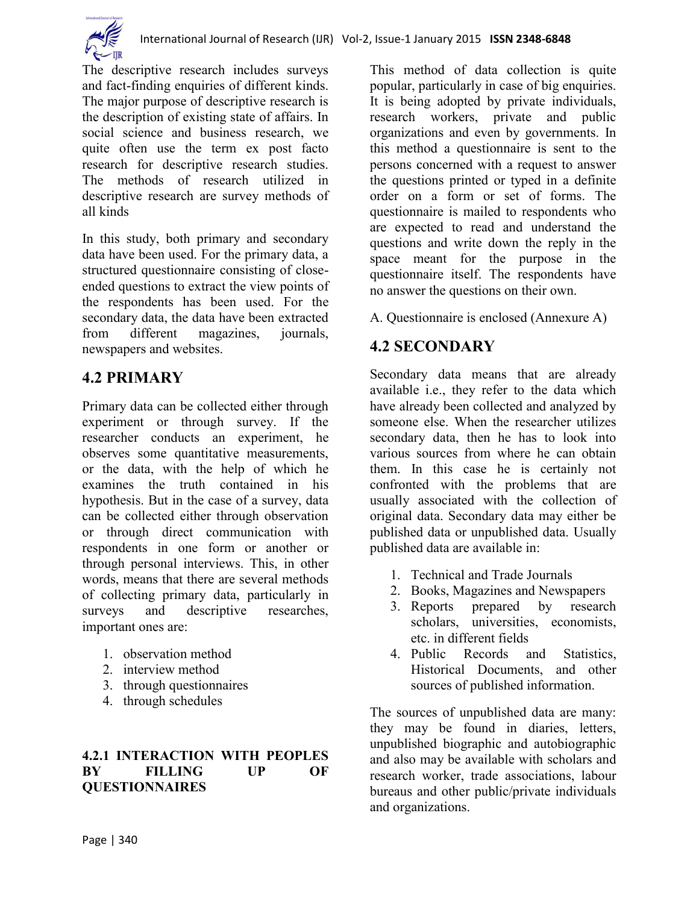The descriptive research includes surveys and fact-finding enquiries of different kinds. The major purpose of descriptive research is the description of existing state of affairs. In social science and business research, we quite often use the term ex post facto research for descriptive research studies. The methods of research utilized in descriptive research are survey methods of all kinds

In this study, both primary and secondary data have been used. For the primary data, a structured questionnaire consisting of close-ended questions to extract the view points of the respondents has been used. For the secondary data, the data have been extracted from different magazines, journals, newspapers and websites.

## 4.2 PRIMARY

Primary data can be collected either through experiment or through survey. If the researcher conducts an experiment, he observes some quantitative measurements, or the data, with the help of which he examines the truth contained in his hypothesis. But in the case of a survey, data can be collected either through observation or through direct communication with respondents in one form or another or through personal interviews. This, in other words, means that there are several methods of collecting primary data, particularly in surveys and descriptive researches, important ones are:

1. observation method
2. interview method
3. through questionnaires
4. through schedules

### 4.2.1 INTERACTION WITH PEOPLES BY FILLING UP OF QUESTIONNAIRES

This method of data collection is quite popular, particularly in case of big enquiries. It is being adopted by private individuals, research workers, private and public organizations and even by governments. In this method a questionnaire is sent to the persons concerned with a request to answer the questions printed or typed in a definite order on a form or set of forms. The questionnaire is mailed to respondents who are expected to read and understand the questions and write down the reply in the space meant for the purpose in the questionnaire itself. The respondents have no answer the questions on their own.

A. Questionnaire is enclosed (Annexure A)

## 4.2 SECONDARY

Secondary data means that are already available i.e., they refer to the data which have already been collected and analyzed by someone else. When the researcher utilizes secondary data, then he has to look into various sources from where he can obtain them. In this case he is certainly not confronted with the problems that are usually associated with the collection of original data. Secondary data may either be published data or unpublished data. Usually published data are available in:

1. Technical and Trade Journals
2. Books, Magazines and Newspapers
3. Reports prepared by research scholars, universities, economists, etc. in different fields
4. Public Records and Statistics, Historical Documents, and other sources of published information.

The sources of unpublished data are many: they may be found in diaries, letters, unpublished biographic and autobiographic and also may be available with scholars and research worker, trade associations, labour bureaus and other public/private individuals and organizations.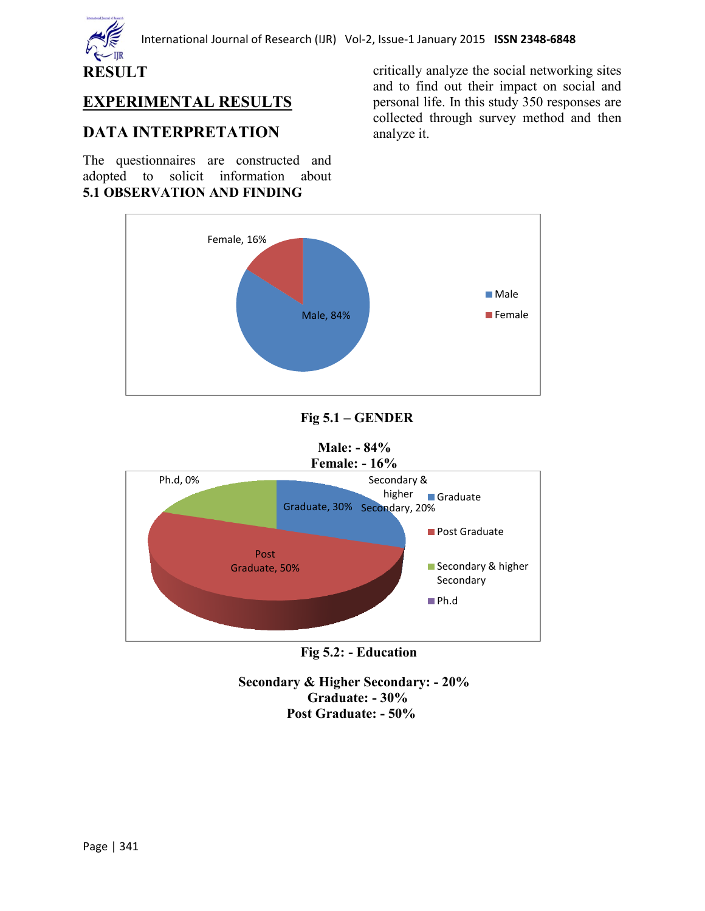# RESULT

## EXPERIMENTAL RESULTS

## DATA INTERPRETATION

The questionnaires are constructed and adopted to solicit information about critically analyze the social networking sites and to find out their impact on social and personal life. In this study 350 responses are collected through survey method and then analyze it.

### 5.1 OBSERVATION AND FINDING

Female, 16%

Male, 84%

Male

Female

**Fig 5.1 – GENDER**

**Male: - 84%**
**Female: - 16%**

Ph.d, 0%

Secondary & higher Secondary, 20%

Graduate, 30%

Post Graduate, 50%

Graduate

Post Graduate

Secondary & higher Secondary

Ph.d

**Fig 5.2: - Education**

**Secondary & Higher Secondary: - 20%**
**Graduate: - 30%**
**Post Graduate: - 50%**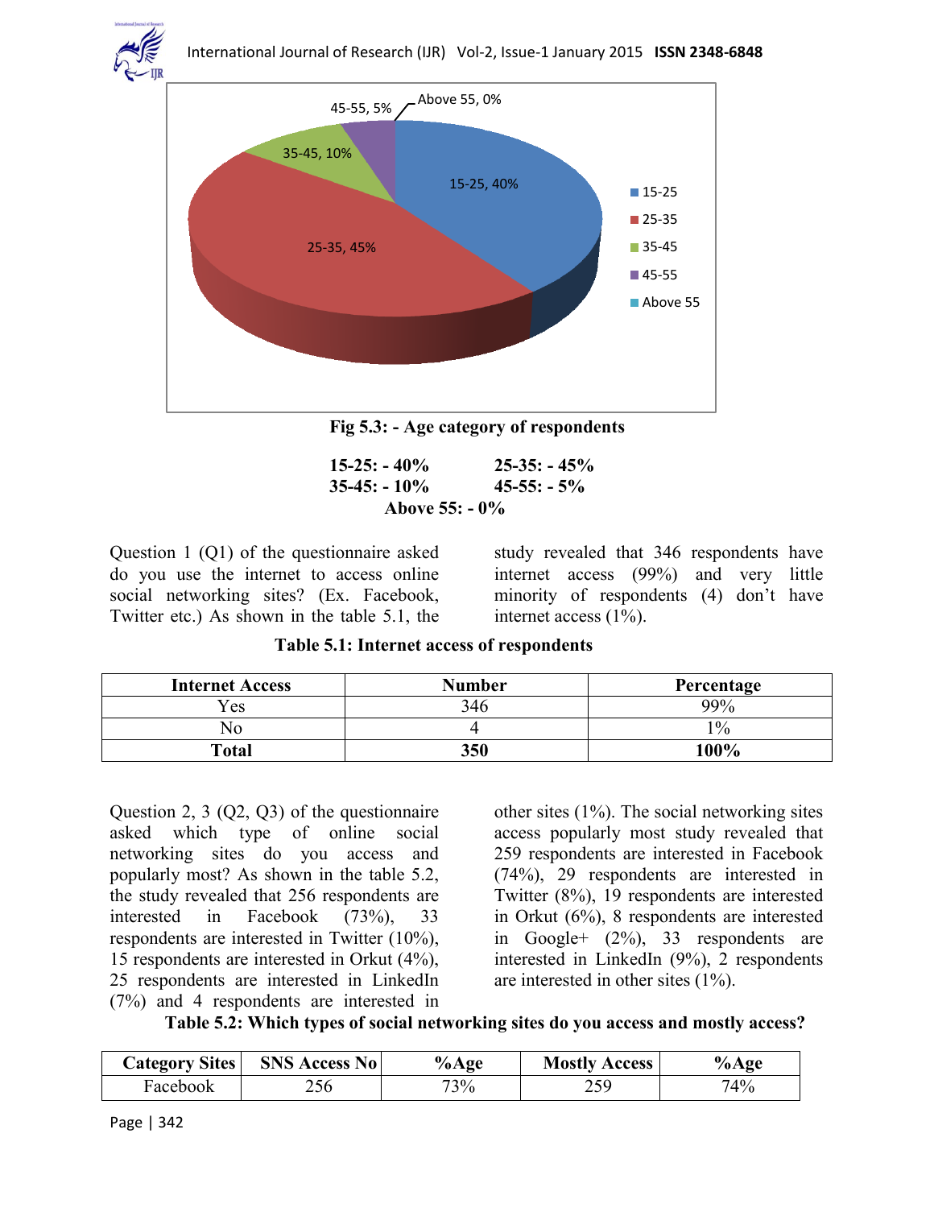**Fig 5.3: - Age category of respondents**

**15-25: - 40%** **25-35: - 45%**
**35-45: - 10%** **45-55: - 5%**
**Above 55: - 0%**

Question 1 (Q1) of the questionnaire asked do you use the internet to access online social networking sites? (Ex. Facebook, Twitter etc.) As shown in the table 5.1, the study revealed that 346 respondents have internet access (99%) and very little minority of respondents (4) don't have internet access (1%).

**Table 5.1: Internet access of respondents**

| Internet Access | Number | Percentage |
|---|---|---|
| Yes | 346 | 99% |
| No | 4 | 1% |
| **Total** | **350** | **100%** |

Question 2, 3 (Q2, Q3) of the questionnaire asked which type of online social networking sites do you access and popularly most? As shown in the table 5.2, the study revealed that 256 respondents are interested in Facebook (73%), 33 respondents are interested in Twitter (10%), 15 respondents are interested in Orkut (4%), 25 respondents are interested in LinkedIn (7%) and 4 respondents are interested in other sites (1%). The social networking sites access popularly most study revealed that 259 respondents are interested in Facebook (74%), 29 respondents are interested in Twitter (8%), 19 respondents are interested in Orkut (6%), 8 respondents are interested in Google+ (2%), 33 respondents are interested in LinkedIn (9%), 2 respondents are interested in other sites (1%).

**Table 5.2: Which types of social networking sites do you access and mostly access?**

| Category Sites | SNS Access No | %Age | Mostly Access | %Age |
|---|---|---|---|---|
| Facebook | 256 | 73% | 259 | 74% |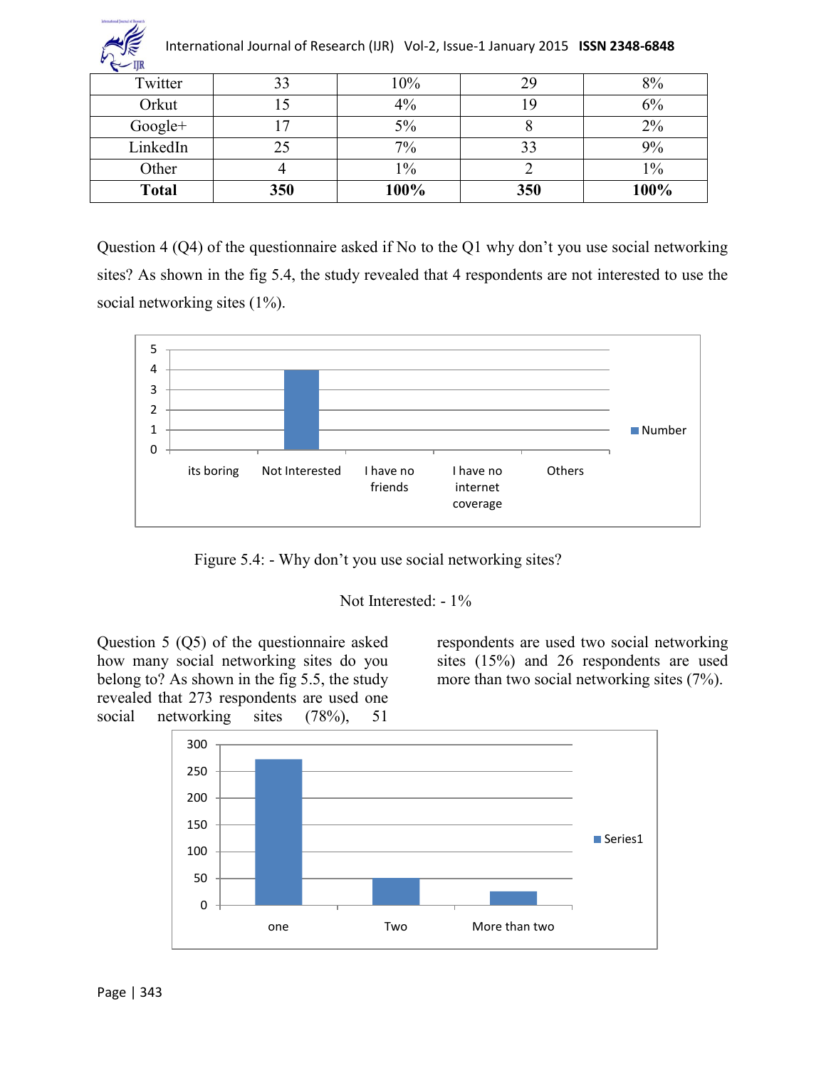| Twitter | 33 | 10% | 29 | 8% |
|---|---|---|---|---|
| Orkut | 15 | 4% | 19 | 6% |
| Google+ | 17 | 5% | 8 | 2% |
| LinkedIn | 25 | 7% | 33 | 9% |
| Other | 4 | 1% | 2 | 1% |
| **Total** | **350** | **100%** | **350** | **100%** |

Question 4 (Q4) of the questionnaire asked if No to the Q1 why don't you use social networking sites? As shown in the fig 5.4, the study revealed that 4 respondents are not interested to use the social networking sites (1%).

Figure 5.4: - Why don't you use social networking sites?

Not Interested: - 1%

Question 5 (Q5) of the questionnaire asked how many social networking sites do you belong to? As shown in the fig 5.5, the study revealed that 273 respondents are used one social networking sites (78%), 51 respondents are used two social networking sites (15%) and 26 respondents are used more than two social networking sites (7%).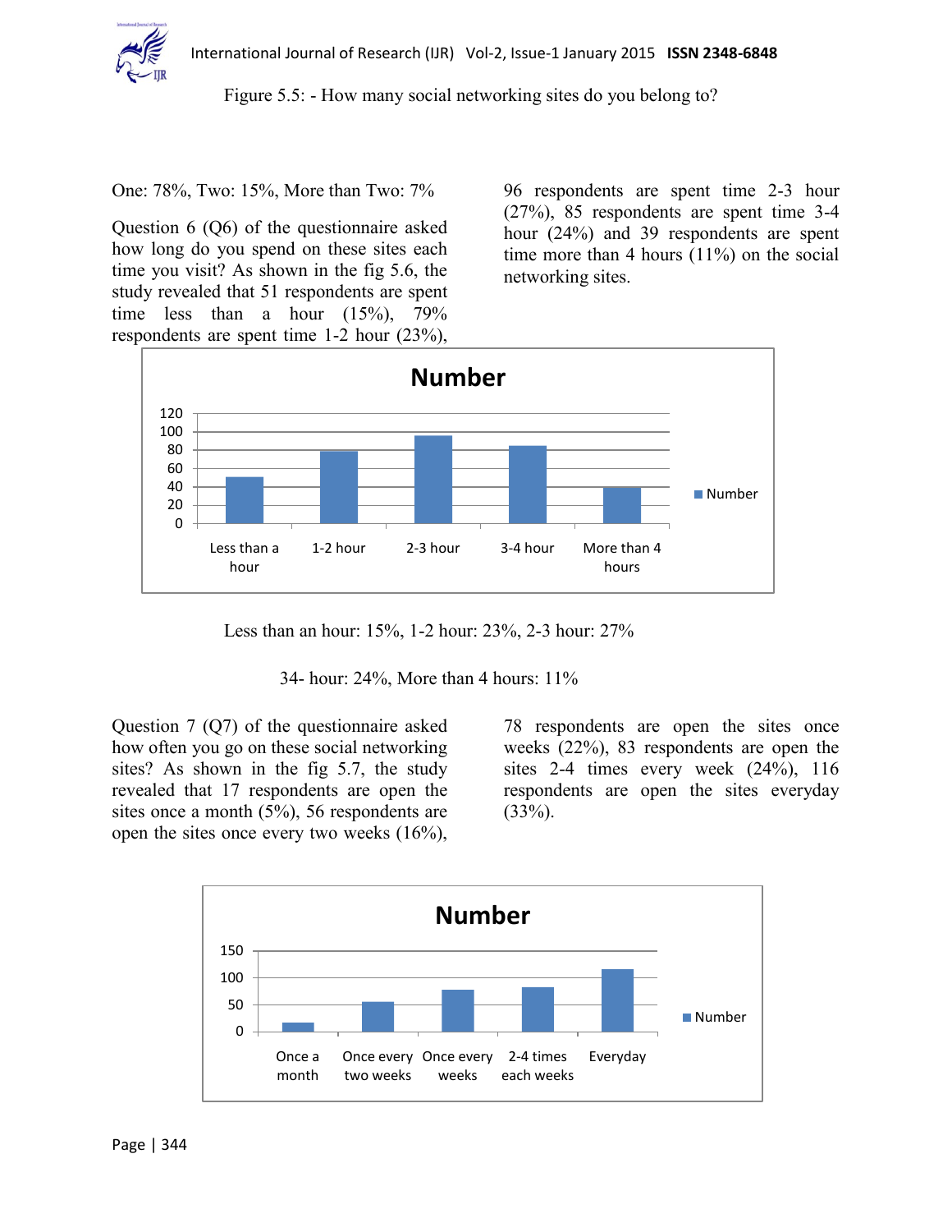Figure 5.5: - How many social networking sites do you belong to?

One: 78%, Two: 15%, More than Two: 7%

Question 6 (Q6) of the questionnaire asked how long do you spend on these sites each time you visit? As shown in the fig 5.6, the study revealed that 51 respondents are spent time less than a hour (15%), 79% respondents are spent time 1-2 hour (23%), 96 respondents are spent time 2-3 hour (27%), 85 respondents are spent time 3-4 hour (24%) and 39 respondents are spent time more than 4 hours (11%) on the social networking sites.

| | Number |
|---|---|
| Less than a hour | 51 |
| 1-2 hour | 79 |
| 2-3 hour | 96 |
| 3-4 hour | 85 |
| More than 4 hours | 39 |

Less than an hour: 15%, 1-2 hour: 23%, 2-3 hour: 27%

34- hour: 24%, More than 4 hours: 11%

Question 7 (Q7) of the questionnaire asked how often you go on these social networking sites? As shown in the fig 5.7, the study revealed that 17 respondents are open the sites once a month (5%), 56 respondents are open the sites once every two weeks (16%), 78 respondents are open the sites once weeks (22%), 83 respondents are open the sites 2-4 times every week (24%), 116 respondents are open the sites everyday (33%).

| | Number |
|---|---|
| Once a month | 17 |
| Once every two weeks | 56 |
| Once every weeks | 78 |
| 2-4 times each weeks | 83 |
| Everyday | 116 |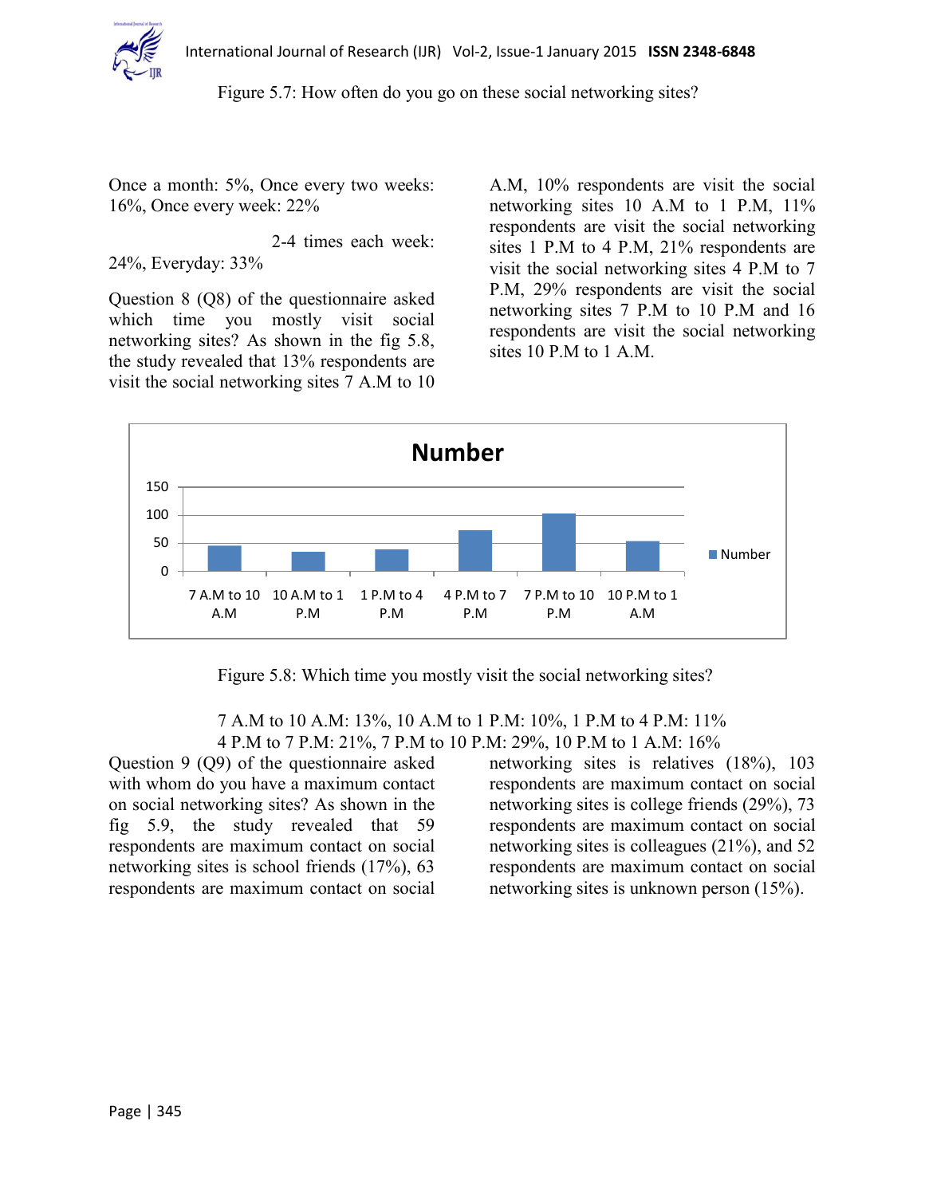Figure 5.7: How often do you go on these social networking sites?

Once a month: 5%, Once every two weeks: 16%, Once every week: 22%

2-4 times each week: 24%, Everyday: 33%

Question 8 (Q8) of the questionnaire asked which time you mostly visit social networking sites? As shown in the fig 5.8, the study revealed that 13% respondents are visit the social networking sites 7 A.M to 10 A.M, 10% respondents are visit the social networking sites 10 A.M to 1 P.M, 11% respondents are visit the social networking sites 1 P.M to 4 P.M, 21% respondents are visit the social networking sites 4 P.M to 7 P.M, 29% respondents are visit the social networking sites 7 P.M to 10 P.M and 16 respondents are visit the social networking sites 10 P.M to 1 A.M.

Figure 5.8: Which time you mostly visit the social networking sites?

7 A.M to 10 A.M: 13%, 10 A.M to 1 P.M: 10%, 1 P.M to 4 P.M: 11%
4 P.M to 7 P.M: 21%, 7 P.M to 10 P.M: 29%, 10 P.M to 1 A.M: 16%

Question 9 (Q9) of the questionnaire asked with whom do you have a maximum contact on social networking sites? As shown in the fig 5.9, the study revealed that 59 respondents are maximum contact on social networking sites is school friends (17%), 63 respondents are maximum contact on social networking sites is relatives (18%), 103 respondents are maximum contact on social networking sites is college friends (29%), 73 respondents are maximum contact on social networking sites is colleagues (21%), and 52 respondents are maximum contact on social networking sites is unknown person (15%).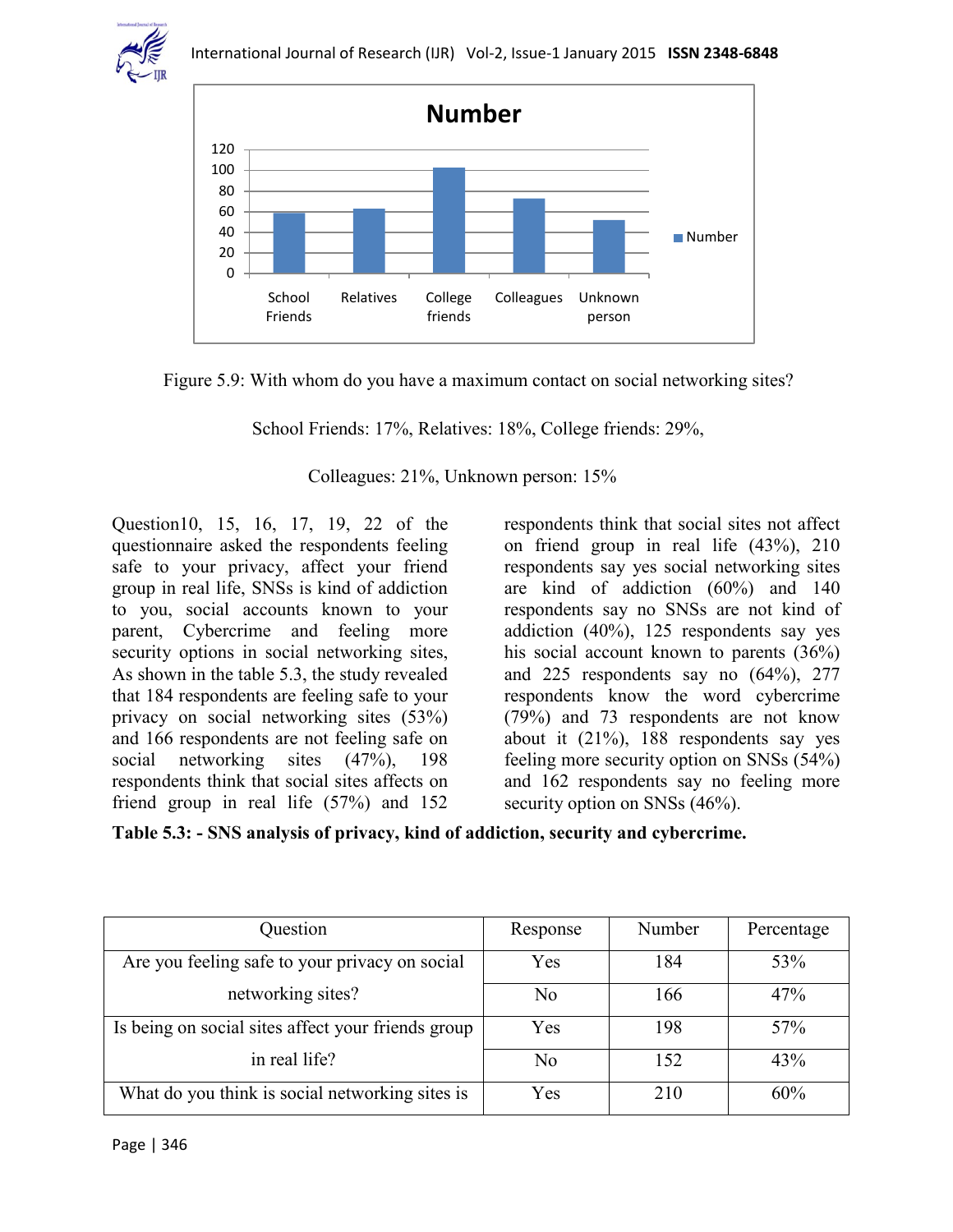Figure 5.9: With whom do you have a maximum contact on social networking sites?

School Friends: 17%, Relatives: 18%, College friends: 29%,

Colleagues: 21%, Unknown person: 15%

Question10, 15, 16, 17, 19, 22 of the questionnaire asked the respondents feeling safe to your privacy, affect your friend group in real life, SNSs is kind of addiction to you, social accounts known to your parent, Cybercrime and feeling more security options in social networking sites, As shown in the table 5.3, the study revealed that 184 respondents are feeling safe to your privacy on social networking sites (53%) and 166 respondents are not feeling safe on social networking sites (47%), 198 respondents think that social sites affects on friend group in real life (57%) and 152 respondents think that social sites not affect on friend group in real life (43%), 210 respondents say yes social networking sites are kind of addiction (60%) and 140 respondents say no SNSs are not kind of addiction (40%), 125 respondents say yes his social account known to parents (36%) and 225 respondents say no (64%), 277 respondents know the word cybercrime (79%) and 73 respondents are not know about it (21%), 188 respondents say yes feeling more security option on SNSs (54%) and 162 respondents say no feeling more security option on SNSs (46%).

**Table 5.3: - SNS analysis of privacy, kind of addiction, security and cybercrime.**

| Question | Response | Number | Percentage |
|---|---|---|---|
| Are you feeling safe to your privacy on social networking sites? | Yes | 184 | 53% |
| | No | 166 | 47% |
| Is being on social sites affect your friends group in real life? | Yes | 198 | 57% |
| | No | 152 | 43% |
| What do you think is social networking sites is | Yes | 210 | 60% |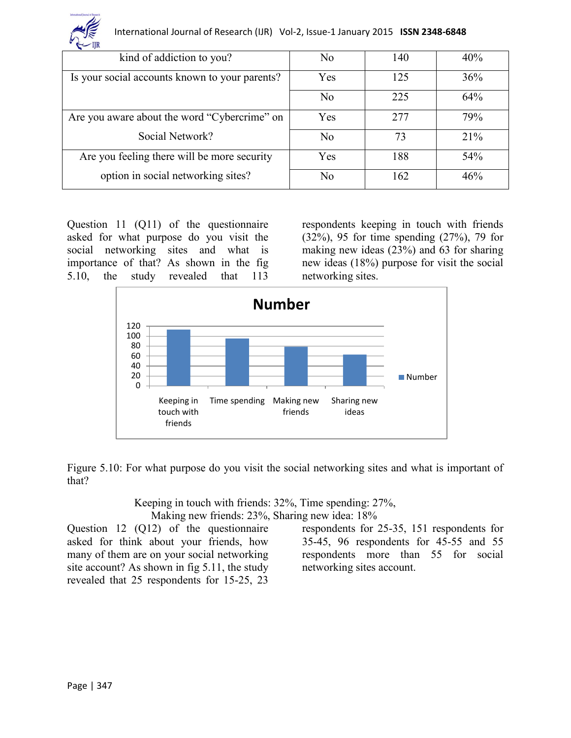| kind of addiction to you? | No | 140 | 40% |
|---|---|---|---|
| Is your social accounts known to your parents? | Yes | 125 | 36% |
| | No | 225 | 64% |
| Are you aware about the word “Cybercrime” on Social Network? | Yes | 277 | 79% |
| | No | 73 | 21% |
| Are you feeling there will be more security option in social networking sites? | Yes | 188 | 54% |
| | No | 162 | 46% |

Question 11 (Q11) of the questionnaire asked for what purpose do you visit the social networking sites and what is importance of that? As shown in the fig 5.10, the study revealed that 113 respondents keeping in touch with friends (32%), 95 for time spending (27%), 79 for making new ideas (23%) and 63 for sharing new ideas (18%) purpose for visit the social networking sites.

**Number**

| | Number |
|---|---|
| Keeping in touch with friends | 113 |
| Time spending | 95 |
| Making new friends | 79 |
| Sharing new ideas | 63 |

Figure 5.10: For what purpose do you visit the social networking sites and what is important of that?

Keeping in touch with friends: 32%, Time spending: 27%,
Making new friends: 23%, Sharing new idea: 18%

Question 12 (Q12) of the questionnaire asked for think about your friends, how many of them are on your social networking site account? As shown in fig 5.11, the study revealed that 25 respondents for 15-25, 23 respondents for 25-35, 151 respondents for 35-45, 96 respondents for 45-55 and 55 respondents more than 55 for social networking sites account.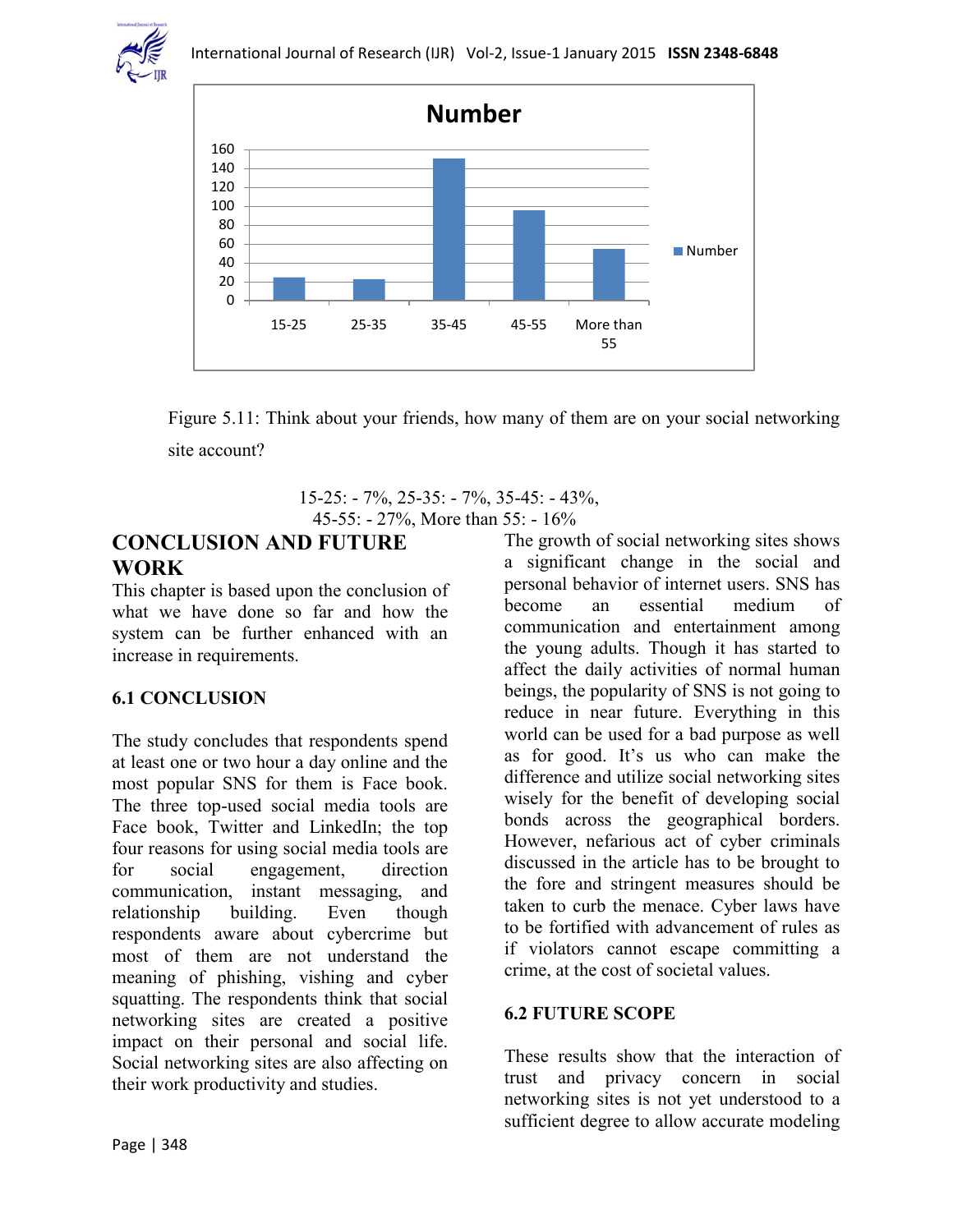Figure 5.11: Think about your friends, how many of them are on your social networking site account?

15-25: - 7%, 25-35: - 7%, 35-45: - 43%,
45-55: - 27%, More than 55: - 16%

# CONCLUSION AND FUTURE WORK

This chapter is based upon the conclusion of what we have done so far and how the system can be further enhanced with an increase in requirements.

## 6.1 CONCLUSION

The study concludes that respondents spend at least one or two hour a day online and the most popular SNS for them is Face book. The three top-used social media tools are Face book, Twitter and LinkedIn; the top four reasons for using social media tools are for social engagement, direction communication, instant messaging, and relationship building. Even though respondents aware about cybercrime but most of them are not understand the meaning of phishing, vishing and cyber squatting. The respondents think that social networking sites are created a positive impact on their personal and social life. Social networking sites are also affecting on their work productivity and studies.

The growth of social networking sites shows a significant change in the social and personal behavior of internet users. SNS has become an essential medium of communication and entertainment among the young adults. Though it has started to affect the daily activities of normal human beings, the popularity of SNS is not going to reduce in near future. Everything in this world can be used for a bad purpose as well as for good. It's us who can make the difference and utilize social networking sites wisely for the benefit of developing social bonds across the geographical borders. However, nefarious act of cyber criminals discussed in the article has to be brought to the fore and stringent measures should be taken to curb the menace. Cyber laws have to be fortified with advancement of rules as if violators cannot escape committing a crime, at the cost of societal values.

## 6.2 FUTURE SCOPE

These results show that the interaction of trust and privacy concern in social networking sites is not yet understood to a sufficient degree to allow accurate modeling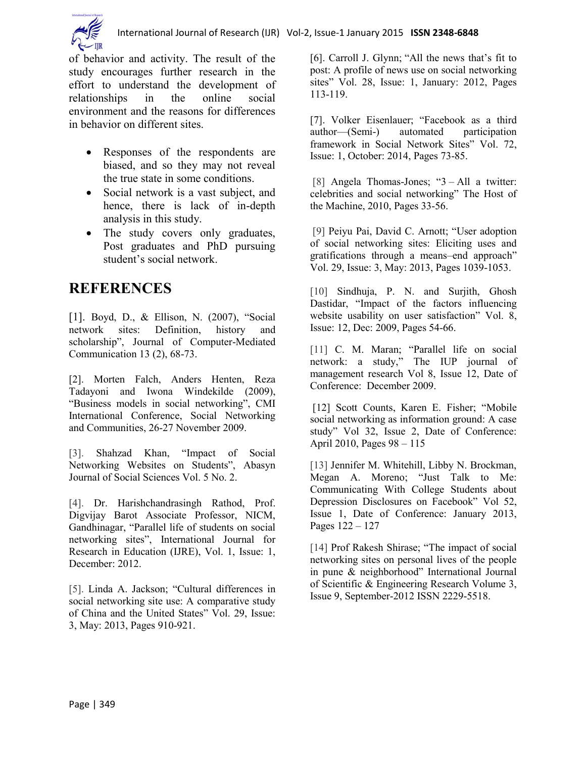of behavior and activity. The result of the study encourages further research in the effort to understand the development of relationships in the online social environment and the reasons for differences in behavior on different sites.

- Responses of the respondents are biased, and so they may not reveal the true state in some conditions.
- Social network is a vast subject, and hence, there is lack of in-depth analysis in this study.
- The study covers only graduates, Post graduates and PhD pursuing student's social network.

## REFERENCES

[1]. Boyd, D., & Ellison, N. (2007), "Social network sites: Definition, history and scholarship", Journal of Computer-Mediated Communication 13 (2), 68-73.

[2]. Morten Falch, Anders Henten, Reza Tadayoni and Iwona Windekilde (2009), "Business models in social networking", CMI International Conference, Social Networking and Communities, 26-27 November 2009.

[3]. Shahzad Khan, "Impact of Social Networking Websites on Students", Abasyn Journal of Social Sciences Vol. 5 No. 2.

[4]. Dr. Harishchandrasingh Rathod, Prof. Digvijay Barot Associate Professor, NICM, Gandhinagar, "Parallel life of students on social networking sites", International Journal for Research in Education (IJRE), Vol. 1, Issue: 1, December: 2012.

[5]. Linda A. Jackson; "Cultural differences in social networking site use: A comparative study of China and the United States" Vol. 29, Issue: 3, May: 2013, Pages 910-921.

[6]. Carroll J. Glynn; "All the news that's fit to post: A profile of news use on social networking sites" Vol. 28, Issue: 1, January: 2012, Pages 113-119.

[7]. Volker Eisenlauer; "Facebook as a third author—(Semi-) automated participation framework in Social Network Sites" Vol. 72, Issue: 1, October: 2014, Pages 73-85.

[8] Angela Thomas-Jones; "3 – All a twitter: celebrities and social networking" The Host of the Machine, 2010, Pages 33-56.

[9] Peiyu Pai, David C. Arnott; "User adoption of social networking sites: Eliciting uses and gratifications through a means–end approach" Vol. 29, Issue: 3, May: 2013, Pages 1039-1053.

[10] Sindhuja, P. N. and Surjith, Ghosh Dastidar, "Impact of the factors influencing website usability on user satisfaction" Vol. 8, Issue: 12, Dec: 2009, Pages 54-66.

[11] C. M. Maran; "Parallel life on social network: a study," The IUP journal of management research Vol 8, Issue 12, Date of Conference: December 2009.

[12] Scott Counts, Karen E. Fisher; "Mobile social networking as information ground: A case study" Vol 32, Issue 2, Date of Conference: April 2010, Pages 98 – 115

[13] Jennifer M. Whitehill, Libby N. Brockman, Megan A. Moreno; "Just Talk to Me: Communicating With College Students about Depression Disclosures on Facebook" Vol 52, Issue 1, Date of Conference: January 2013, Pages 122 – 127

[14] Prof Rakesh Shirase; "The impact of social networking sites on personal lives of the people in pune & neighborhood" International Journal of Scientific & Engineering Research Volume 3, Issue 9, September-2012 ISSN 2229-5518.